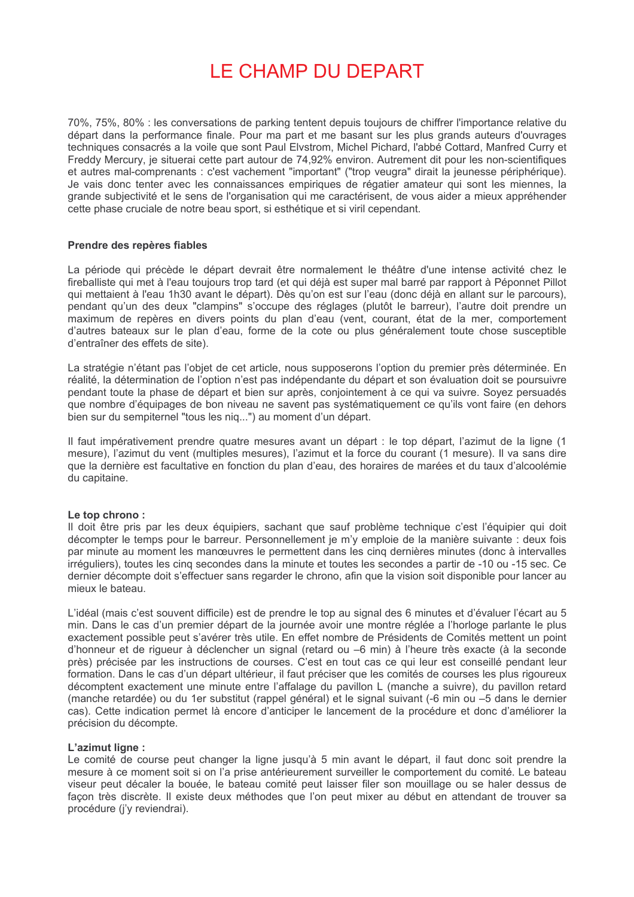# LE CHAMP DU DEPART

70%, 75%, 80% : les conversations de parking tentent depuis toujours de chiffrer l'importance relative du départ dans la performance finale. Pour ma part et me basant sur les plus grands auteurs d'ouvrages techniques consacrés a la voile que sont Paul Elvstrom, Michel Pichard, l'abbé Cottard, Manfred Curry et Freddy Mercury, je situerai cette part autour de 74,92% environ. Autrement dit pour les non-scientifiques et autres mal-comprenants : c'est vachement "important" ("trop veugra" dirait la jeunesse périphérique). Je vais donc tenter avec les connaissances empiriques de régatier amateur qui sont les miennes, la grande subjectivité et le sens de l'organisation qui me caractérisent, de vous aider a mieux appréhender cette phase cruciale de notre beau sport, si esthétique et si viril cependant.

**Prendre des repères fiables**

La période qui précède le départ devrait être normalement le théâtre d'une intense activité chez le fireballiste qui met à l'eau toujours trop tard (et qui déjà est super mal barré par rapport à Péponnet Pillot qui mettaient à l'eau 1h30 avant le départ). Dès qu'on est sur l'eau (donc déjà en allant sur le parcours), pendant qu'un des deux "clampins" s'occupe des réglages (plutôt le barreur), l'autre doit prendre un maximum de repères en divers points du plan d'eau (vent, courant, état de la mer, comportement d'autres bateaux sur le plan d'eau, forme de la cote ou plus généralement toute chose susceptible d'entraîner des effets de site).

La stratégie n'étant pas l'objet de cet article, nous supposerons l'option du premier près déterminée. En réalité, la détermination de l'option n'est pas indépendante du départ et son évaluation doit se poursuivre pendant toute la phase de départ et bien sur après, conjointement à ce qui va suivre. Soyez persuadés que nombre d'équipages de bon niveau ne savent pas systématiquement ce qu'ils vont faire (en dehors bien sur du sempiternel "tous les niq...") au moment d'un départ.

Il faut impérativement prendre quatre mesures avant un départ : le top départ, l'azimut de la ligne (1 mesure), l'azimut du vent (multiples mesures), l'azimut et la force du courant (1 mesure). Il va sans dire que la dernière est facultative en fonction du plan d'eau, des horaires de marées et du taux d'alcoolémie du capitaine.

**Le top chrono :**
Il doit être pris par les deux équipiers, sachant que sauf problème technique c'est l'équipier qui doit décompter le temps pour le barreur. Personnellement je m'y emploie de la manière suivante : deux fois par minute au moment les manœuvres le permettent dans les cinq dernières minutes (donc à intervalles irréguliers), toutes les cinq secondes dans la minute et toutes les secondes a partir de -10 ou -15 sec. Ce dernier décompte doit s'effectuer sans regarder le chrono, afin que la vision soit disponible pour lancer au mieux le bateau.

L'idéal (mais c'est souvent difficile) est de prendre le top au signal des 6 minutes et d'évaluer l'écart au 5 min. Dans le cas d'un premier départ de la journée avoir une montre réglée a l'horloge parlante le plus exactement possible peut s'avérer très utile. En effet nombre de Présidents de Comités mettent un point d'honneur et de rigueur à déclencher un signal (retard ou –6 min) à l'heure très exacte (à la seconde près) précisée par les instructions de courses. C'est en tout cas ce qui leur est conseillé pendant leur formation. Dans le cas d'un départ ultérieur, il faut préciser que les comités de courses les plus rigoureux décomptent exactement une minute entre l'affalage du pavillon L (manche a suivre), du pavillon retard (manche retardée) ou du 1er substitut (rappel général) et le signal suivant (-6 min ou –5 dans le dernier cas). Cette indication permet là encore d'anticiper le lancement de la procédure et donc d'améliorer la précision du décompte.

**L'azimut ligne :**
Le comité de course peut changer la ligne jusqu'à 5 min avant le départ, il faut donc soit prendre la mesure à ce moment soit si on l'a prise antérieurement surveiller le comportement du comité. Le bateau viseur peut décaler la bouée, le bateau comité peut laisser filer son mouillage ou se haler dessus de façon très discrète. Il existe deux méthodes que l'on peut mixer au début en attendant de trouver sa procédure (j'y reviendrai).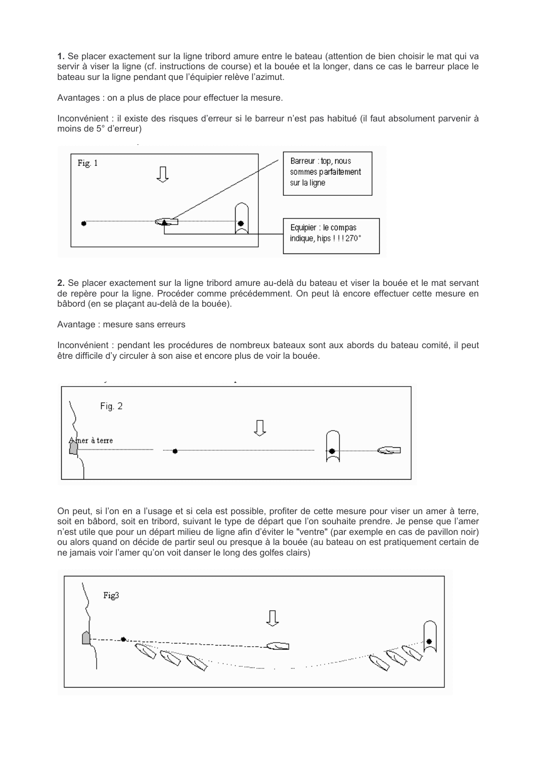**1.** Se placer exactement sur la ligne tribord amure entre le bateau (attention de bien choisir le mat qui va servir à viser la ligne (cf. instructions de course) et la bouée et la longer, dans ce cas le barreur place le bateau sur la ligne pendant que l'équipier relève l'azimut.

Avantages : on a plus de place pour effectuer la mesure.

Inconvénient : il existe des risques d'erreur si le barreur n'est pas habitué (il faut absolument parvenir à moins de 5° d'erreur)

Fig. 1

Barreur : top, nous sommes parfaitement sur la ligne

Equipier : le compas indique, hips ! ! ! 270°

**2.** Se placer exactement sur la ligne tribord amure au-delà du bateau et viser la bouée et le mat servant de repère pour la ligne. Procéder comme précédemment. On peut là encore effectuer cette mesure en bâbord (en se plaçant au-delà de la bouée).

Avantage : mesure sans erreurs

Inconvénient : pendant les procédures de nombreux bateaux sont aux abords du bateau comité, il peut être difficile d'y circuler à son aise et encore plus de voir la bouée.

Fig. 2

Amer à terre

On peut, si l'on en a l'usage et si cela est possible, profiter de cette mesure pour viser un amer à terre, soit en bâbord, soit en tribord, suivant le type de départ que l'on souhaite prendre. Je pense que l'amer n'est utile que pour un départ milieu de ligne afin d'éviter le "ventre" (par exemple en cas de pavillon noir) ou alors quand on décide de partir seul ou presque à la bouée (au bateau on est pratiquement certain de ne jamais voir l'amer qu'on voit danser le long des golfes clairs)

Fig3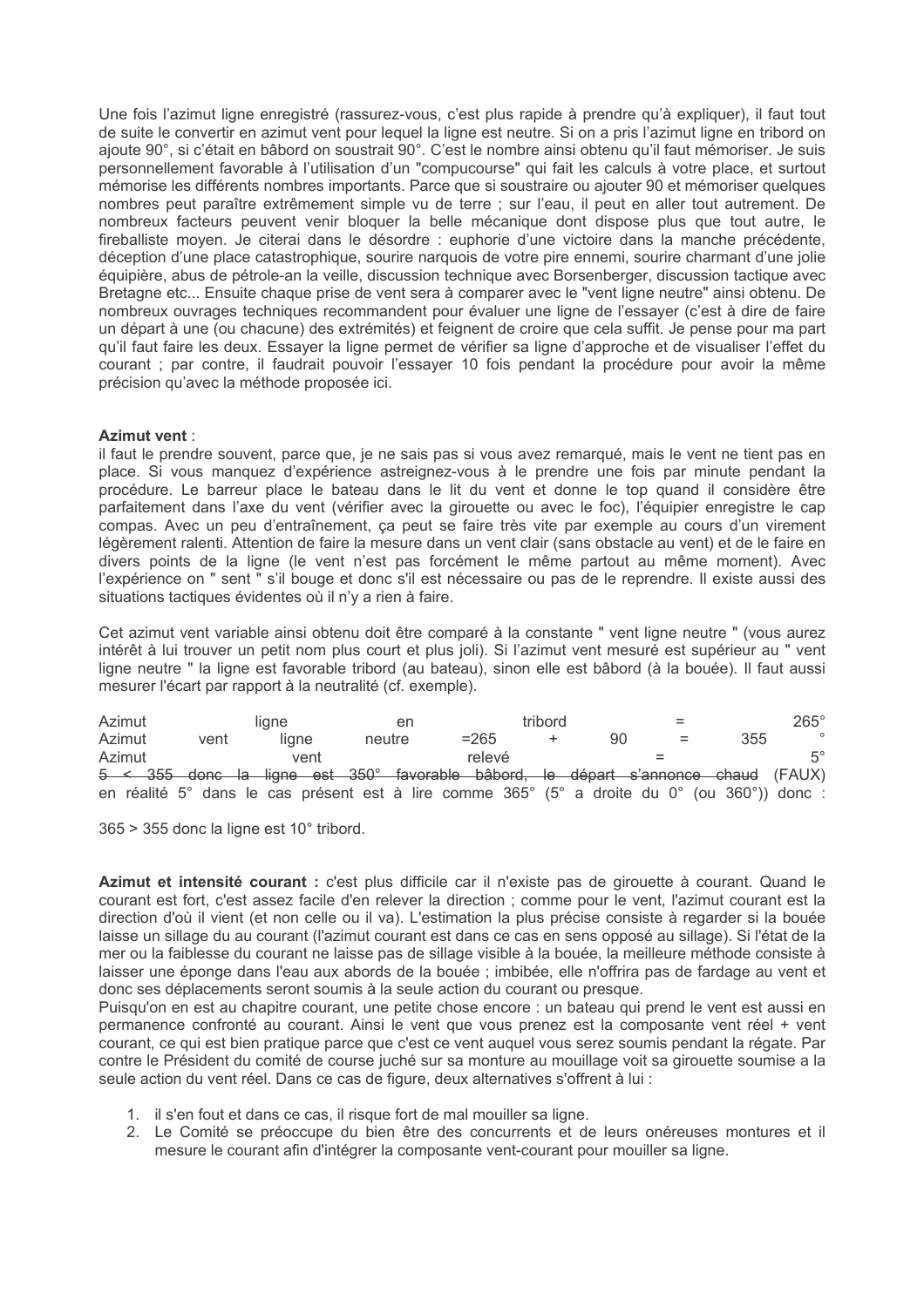Une fois l'azimut ligne enregistré (rassurez-vous, c'est plus rapide à prendre qu'à expliquer), il faut tout de suite le convertir en azimut vent pour lequel la ligne est neutre. Si on a pris l'azimut ligne en tribord on ajoute 90°, si c'était en bâbord on soustrait 90°. C'est le nombre ainsi obtenu qu'il faut mémoriser. Je suis personnellement favorable à l'utilisation d'un "compucourse" qui fait les calculs à votre place, et surtout mémorise les différents nombres importants. Parce que si soustraire ou ajouter 90 et mémoriser quelques nombres peut paraître extrêmement simple vu de terre ; sur l'eau, il peut en aller tout autrement. De nombreux facteurs peuvent venir bloquer la belle mécanique dont dispose plus que tout autre, le fireballiste moyen. Je citerai dans le désordre : euphorie d'une victoire dans la manche précédente, déception d'une place catastrophique, sourire narquois de votre pire ennemi, sourire charmant d'une jolie équipière, abus de pétrole-an la veille, discussion technique avec Borsenberger, discussion tactique avec Bretagne etc... Ensuite chaque prise de vent sera à comparer avec le "vent ligne neutre" ainsi obtenu. De nombreux ouvrages techniques recommandent pour évaluer une ligne de l'essayer (c'est à dire de faire un départ à une (ou chacune) des extrémités) et feignent de croire que cela suffit. Je pense pour ma part qu'il faut faire les deux. Essayer la ligne permet de vérifier sa ligne d'approche et de visualiser l'effet du courant ; par contre, il faudrait pouvoir l'essayer 10 fois pendant la procédure pour avoir la même précision qu'avec la méthode proposée ici.

**Azimut vent** :
il faut le prendre souvent, parce que, je ne sais pas si vous avez remarqué, mais le vent ne tient pas en place. Si vous manquez d'expérience astreignez-vous à le prendre une fois par minute pendant la procédure. Le barreur place le bateau dans le lit du vent et donne le top quand il considère être parfaitement dans l'axe du vent (vérifier avec la girouette ou avec le foc), l'équipier enregistre le cap compas. Avec un peu d'entraînement, ça peut se faire très vite par exemple au cours d'un virement légèrement ralenti. Attention de faire la mesure dans un vent clair (sans obstacle au vent) et de le faire en divers points de la ligne (le vent n'est pas forcément le même partout au même moment). Avec l'expérience on " sent " s'il bouge et donc s'il est nécessaire ou pas de le reprendre. Il existe aussi des situations tactiques évidentes où il n'y a rien à faire.

Cet azimut vent variable ainsi obtenu doit être comparé à la constante " vent ligne neutre " (vous aurez intérêt à lui trouver un petit nom plus court et plus joli). Si l'azimut vent mesuré est supérieur au " vent ligne neutre " la ligne est favorable tribord (au bateau), sinon elle est bâbord (à la bouée). Il faut aussi mesurer l'écart par rapport à la neutralité (cf. exemple).

Azimut ligne en tribord = 265°
Azimut vent ligne neutre =265 + 90 = 355 °
Azimut vent relevé = 5°
~~5 < 355 donc la ligne est 350° favorable bâbord, le départ s'annonce chaud~~ (FAUX) en réalité 5° dans le cas présent est à lire comme 365° (5° a droite du 0° (ou 360°)) donc :

365 > 355 donc la ligne est 10° tribord.

**Azimut et intensité courant :** c'est plus difficile car il n'existe pas de girouette à courant. Quand le courant est fort, c'est assez facile d'en relever la direction ; comme pour le vent, l'azimut courant est la direction d'où il vient (et non celle ou il va). L'estimation la plus précise consiste à regarder si la bouée laisse un sillage du au courant (l'azimut courant est dans ce cas en sens opposé au sillage). Si l'état de la mer ou la faiblesse du courant ne laisse pas de sillage visible à la bouée, la meilleure méthode consiste à laisser une éponge dans l'eau aux abords de la bouée ; imbibée, elle n'offrira pas de fardage au vent et donc ses déplacements seront soumis à la seule action du courant ou presque.
Puisqu'on en est au chapitre courant, une petite chose encore : un bateau qui prend le vent est aussi en permanence confronté au courant. Ainsi le vent que vous prenez est la composante vent réel + vent courant, ce qui est bien pratique parce que c'est ce vent auquel vous serez soumis pendant la régate. Par contre le Président du comité de course juché sur sa monture au mouillage voit sa girouette soumise a la seule action du vent réel. Dans ce cas de figure, deux alternatives s'offrent à lui :

1. il s'en fout et dans ce cas, il risque fort de mal mouiller sa ligne.
2. Le Comité se préoccupe du bien être des concurrents et de leurs onéreuses montures et il mesure le courant afin d'intégrer la composante vent-courant pour mouiller sa ligne.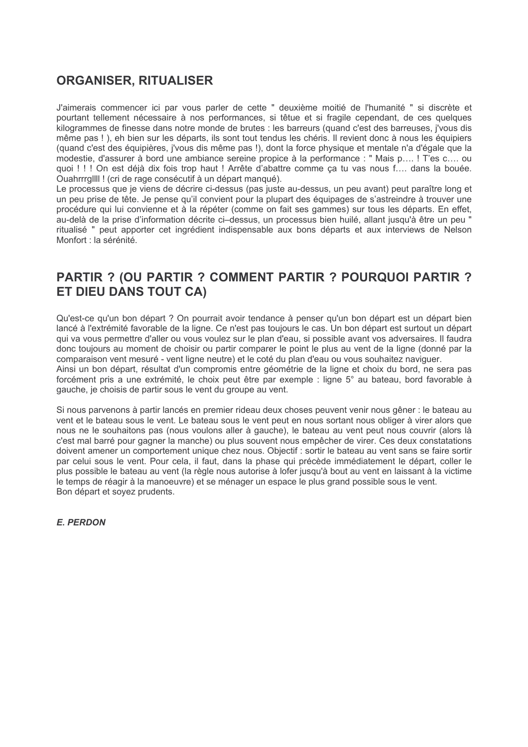## ORGANISER, RITUALISER

J'aimerais commencer ici par vous parler de cette " deuxième moitié de l'humanité " si discrète et pourtant tellement nécessaire à nos performances, si têtue et si fragile cependant, de ces quelques kilogrammes de finesse dans notre monde de brutes : les barreurs (quand c'est des barreuses, j'vous dis même pas ! ), eh bien sur les départs, ils sont tout tendus les chéris. Il revient donc à nous les équipiers (quand c'est des équipières, j'vous dis même pas !), dont la force physique et mentale n'a d'égale que la modestie, d'assurer à bord une ambiance sereine propice à la performance : " Mais p…. ! T'es c…. ou quoi ! ! ! On est déjà dix fois trop haut ! Arrête d'abattre comme ça tu vas nous f…. dans la bouée. Ouahrrrgllll ! (cri de rage consécutif à un départ manqué).
Le processus que je viens de décrire ci-dessus (pas juste au-dessus, un peu avant) peut paraître long et un peu prise de tête. Je pense qu'il convient pour la plupart des équipages de s'astreindre à trouver une procédure qui lui convienne et à la répéter (comme on fait ses gammes) sur tous les départs. En effet, au-delà de la prise d'information décrite ci–dessus, un processus bien huilé, allant jusqu'à être un peu " ritualisé " peut apporter cet ingrédient indispensable aux bons départs et aux interviews de Nelson Monfort : la sérénité.

## PARTIR ? (OU PARTIR ? COMMENT PARTIR ? POURQUOI PARTIR ? ET DIEU DANS TOUT CA)

Qu'est-ce qu'un bon départ ? On pourrait avoir tendance à penser qu'un bon départ est un départ bien lancé à l'extrémité favorable de la ligne. Ce n'est pas toujours le cas. Un bon départ est surtout un départ qui va vous permettre d'aller ou vous voulez sur le plan d'eau, si possible avant vos adversaires. Il faudra donc toujours au moment de choisir ou partir comparer le point le plus au vent de la ligne (donné par la comparaison vent mesuré - vent ligne neutre) et le coté du plan d'eau ou vous souhaitez naviguer.
Ainsi un bon départ, résultat d'un compromis entre géométrie de la ligne et choix du bord, ne sera pas forcément pris a une extrémité, le choix peut être par exemple : ligne 5° au bateau, bord favorable à gauche, je choisis de partir sous le vent du groupe au vent.

Si nous parvenons à partir lancés en premier rideau deux choses peuvent venir nous gêner : le bateau au vent et le bateau sous le vent. Le bateau sous le vent peut en nous sortant nous obliger à virer alors que nous ne le souhaitons pas (nous voulons aller à gauche), le bateau au vent peut nous couvrir (alors là c'est mal barré pour gagner la manche) ou plus souvent nous empêcher de virer. Ces deux constatations doivent amener un comportement unique chez nous. Objectif : sortir le bateau au vent sans se faire sortir par celui sous le vent. Pour cela, il faut, dans la phase qui précède immédiatement le départ, coller le plus possible le bateau au vent (la règle nous autorise à lofer jusqu'à bout au vent en laissant à la victime le temps de réagir à la manoeuvre) et se ménager un espace le plus grand possible sous le vent.
Bon départ et soyez prudents.

***E. PERDON***